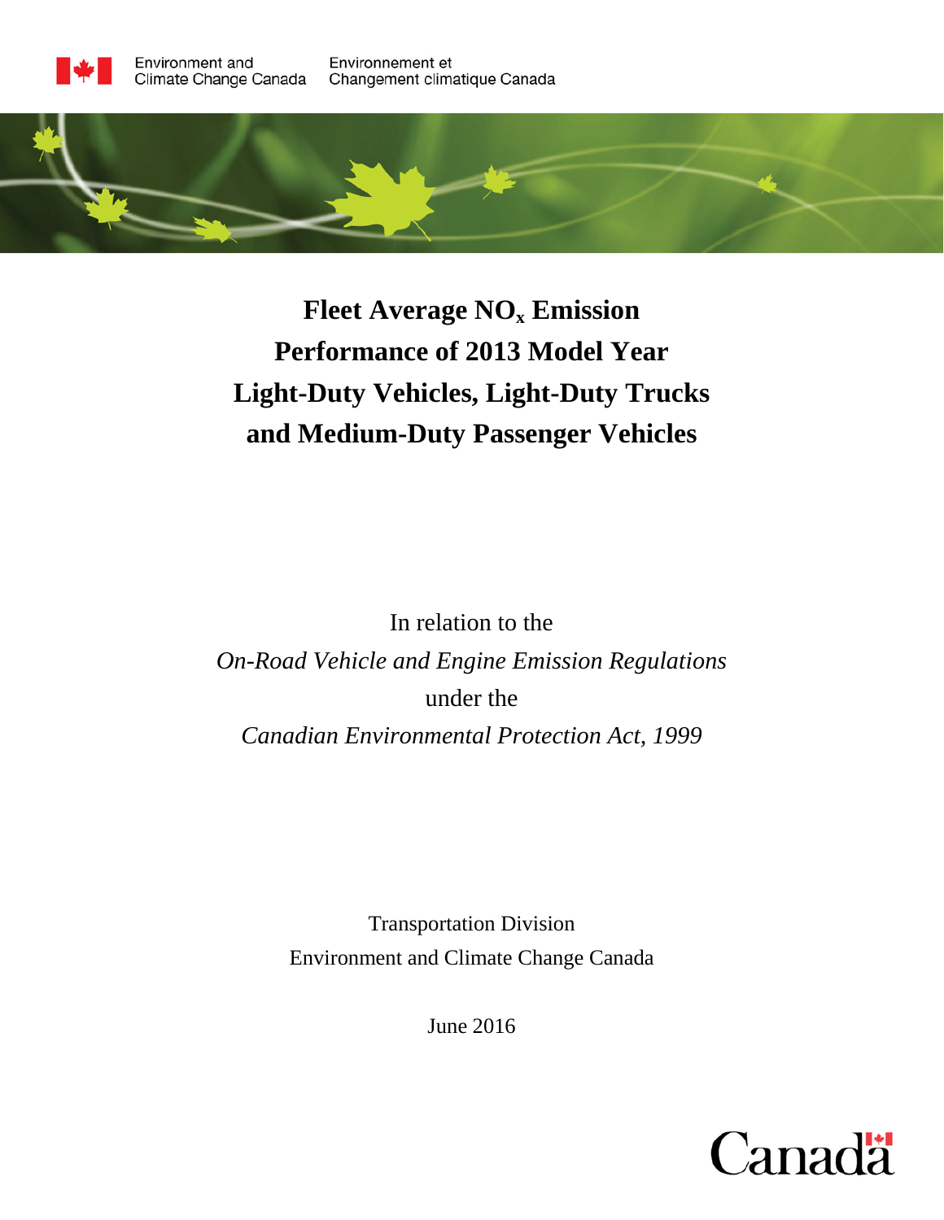Environment and Climate Change Canada / Environnement et Changement climatique Canada

# Fleet Average $NO_x$ Emission Performance of 2013 Model Year Light-Duty Vehicles, Light-Duty Trucks and Medium-Duty Passenger Vehicles

In relation to the

*On-Road Vehicle and Engine Emission Regulations*

under the

*Canadian Environmental Protection Act, 1999*

Transportation Division

Environment and Climate Change Canada

June 2016

Canada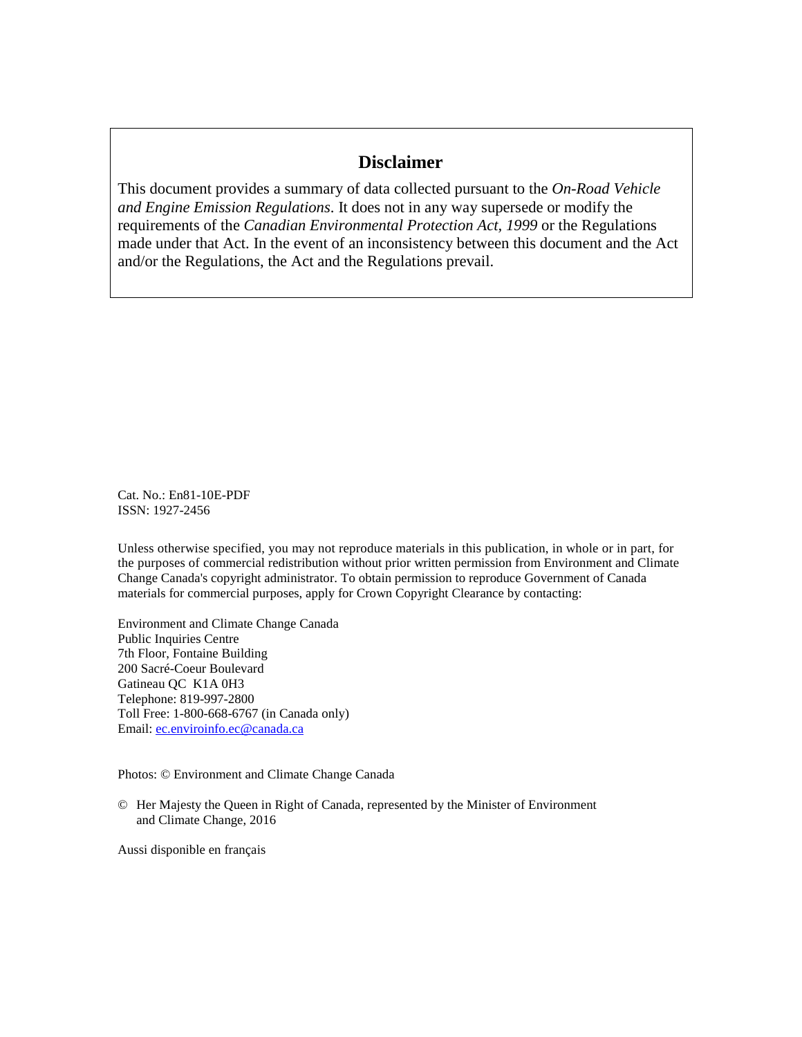## Disclaimer

This document provides a summary of data collected pursuant to the *On-Road Vehicle and Engine Emission Regulations*. It does not in any way supersede or modify the requirements of the *Canadian Environmental Protection Act, 1999* or the Regulations made under that Act. In the event of an inconsistency between this document and the Act and/or the Regulations, the Act and the Regulations prevail.

Cat. No.: En81-10E-PDF
ISSN: 1927-2456

Unless otherwise specified, you may not reproduce materials in this publication, in whole or in part, for the purposes of commercial redistribution without prior written permission from Environment and Climate Change Canada's copyright administrator. To obtain permission to reproduce Government of Canada materials for commercial purposes, apply for Crown Copyright Clearance by contacting:

Environment and Climate Change Canada
Public Inquiries Centre
7th Floor, Fontaine Building
200 Sacré-Coeur Boulevard
Gatineau QC K1A 0H3
Telephone: 819-997-2800
Toll Free: 1-800-668-6767 (in Canada only)
Email: ec.enviroinfo.ec@canada.ca

Photos: © Environment and Climate Change Canada

© Her Majesty the Queen in Right of Canada, represented by the Minister of Environment and Climate Change, 2016

Aussi disponible en français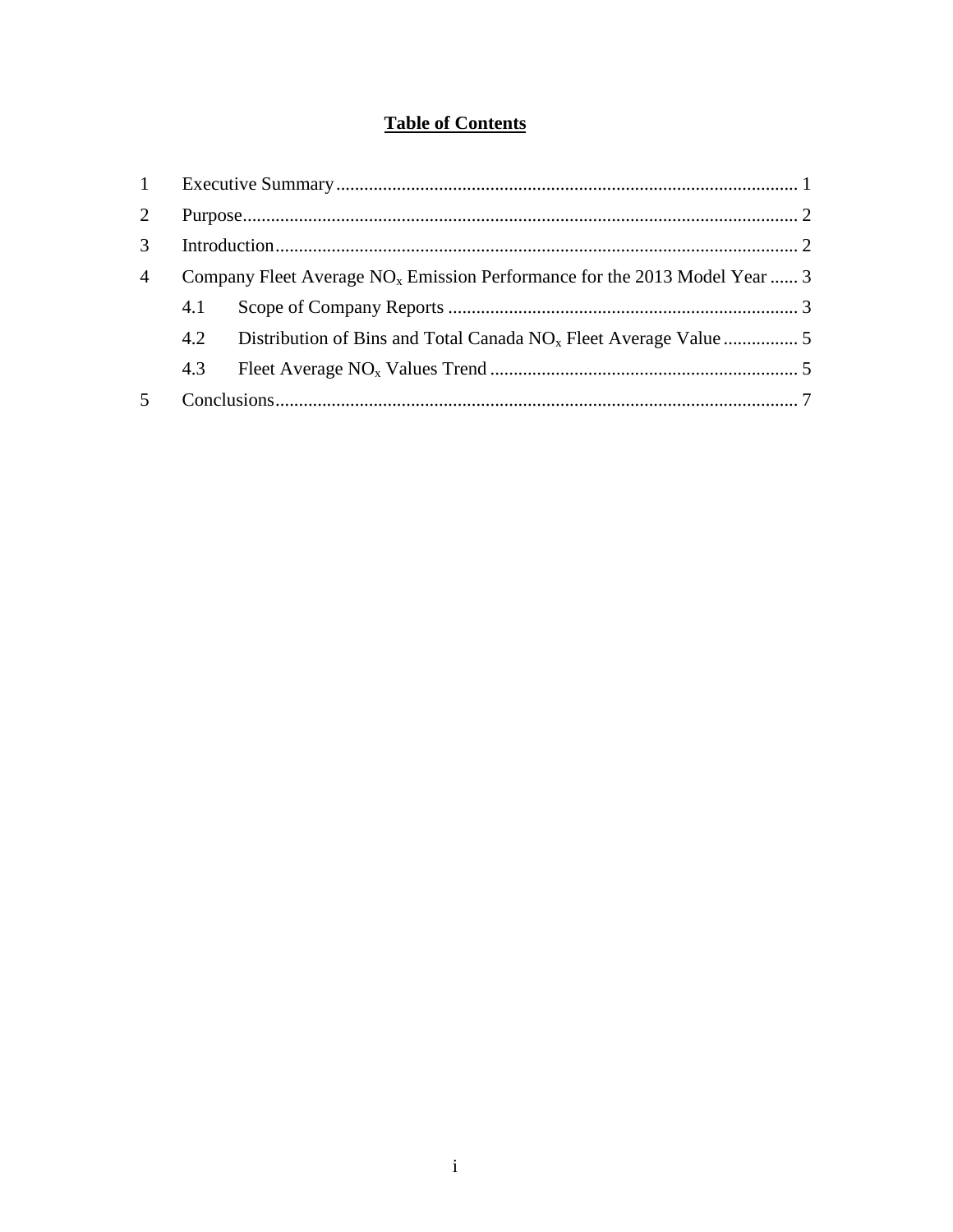# Table of Contents

| | | |
|---|---|---|
| 1 | Executive Summary | 1 |
| 2 | Purpose | 2 |
| 3 | Introduction | 2 |
| 4 | Company Fleet Average $NO_x$ Emission Performance for the 2013 Model Year | 3 |
| | 4.1 Scope of Company Reports | 3 |
| | 4.2 Distribution of Bins and Total Canada $NO_x$ Fleet Average Value | 5 |
| | 4.3 Fleet Average $NO_x$ Values Trend | 5 |
| 5 | Conclusions | 7 |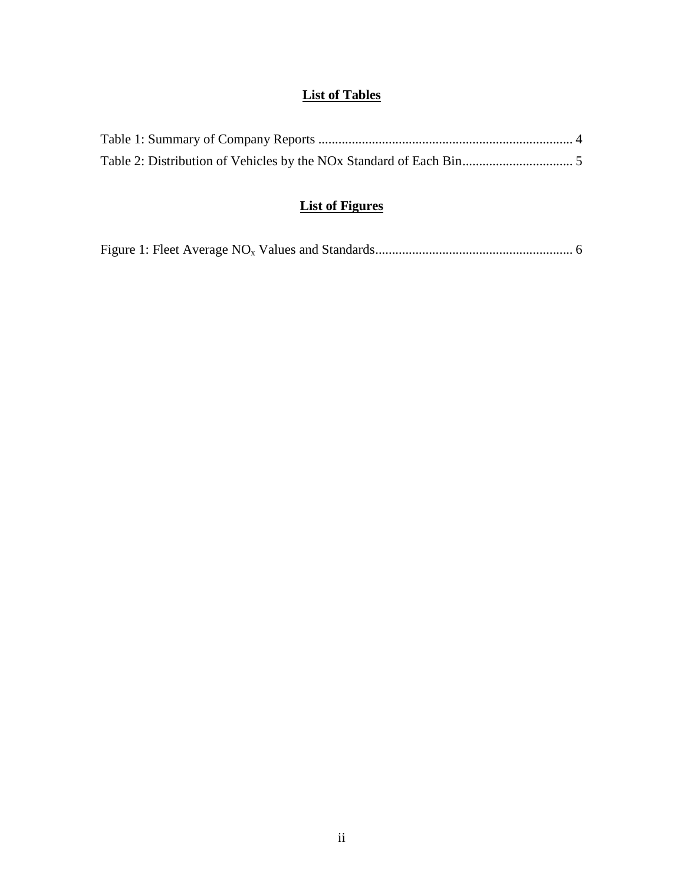## List of Tables

Table 1: Summary of Company Reports ........................................................................... 4
Table 2: Distribution of Vehicles by the NOx Standard of Each Bin................................. 5

## List of Figures

Figure 1: Fleet Average $NO_x$ Values and Standards........................................................... 6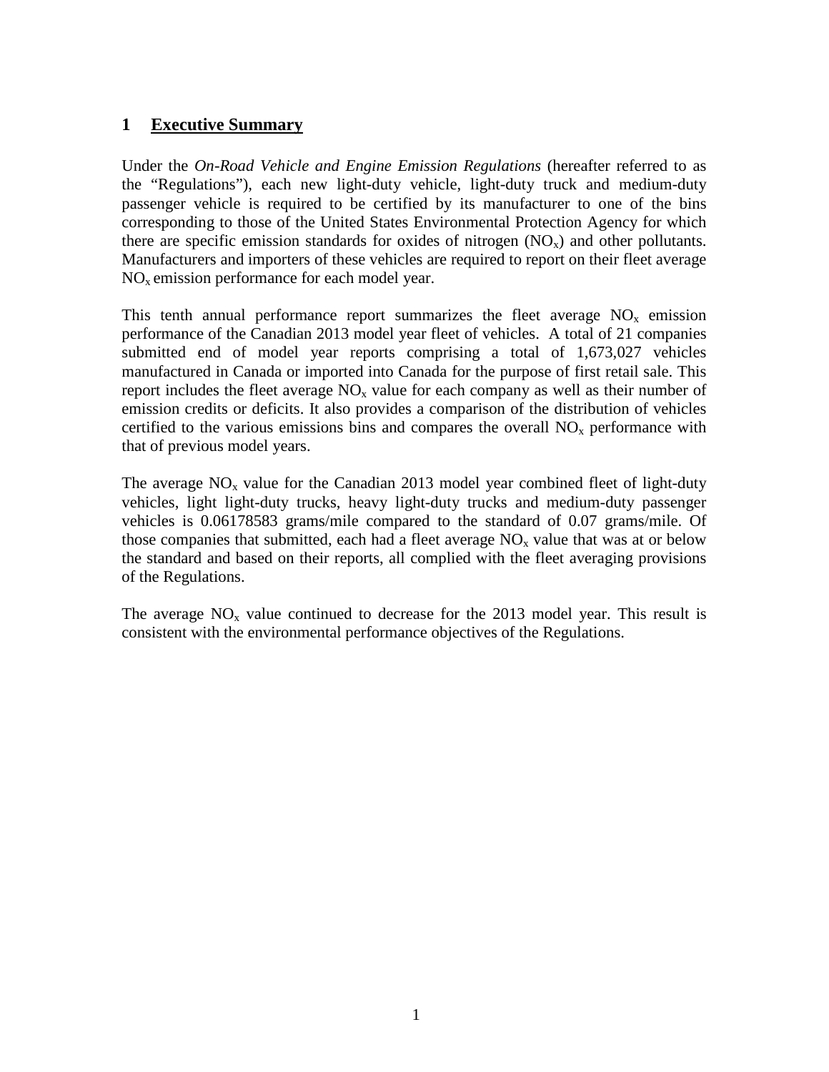# 1 Executive Summary

Under the *On-Road Vehicle and Engine Emission Regulations* (hereafter referred to as the “Regulations”), each new light-duty vehicle, light-duty truck and medium-duty passenger vehicle is required to be certified by its manufacturer to one of the bins corresponding to those of the United States Environmental Protection Agency for which there are specific emission standards for oxides of nitrogen ($NO_x$) and other pollutants. Manufacturers and importers of these vehicles are required to report on their fleet average $NO_x$ emission performance for each model year.

This tenth annual performance report summarizes the fleet average $NO_x$ emission performance of the Canadian 2013 model year fleet of vehicles. A total of 21 companies submitted end of model year reports comprising a total of 1,673,027 vehicles manufactured in Canada or imported into Canada for the purpose of first retail sale. This report includes the fleet average $NO_x$ value for each company as well as their number of emission credits or deficits. It also provides a comparison of the distribution of vehicles certified to the various emissions bins and compares the overall $NO_x$ performance with that of previous model years.

The average $NO_x$ value for the Canadian 2013 model year combined fleet of light-duty vehicles, light light-duty trucks, heavy light-duty trucks and medium-duty passenger vehicles is 0.06178583 grams/mile compared to the standard of 0.07 grams/mile. Of those companies that submitted, each had a fleet average $NO_x$ value that was at or below the standard and based on their reports, all complied with the fleet averaging provisions of the Regulations.

The average $NO_x$ value continued to decrease for the 2013 model year. This result is consistent with the environmental performance objectives of the Regulations.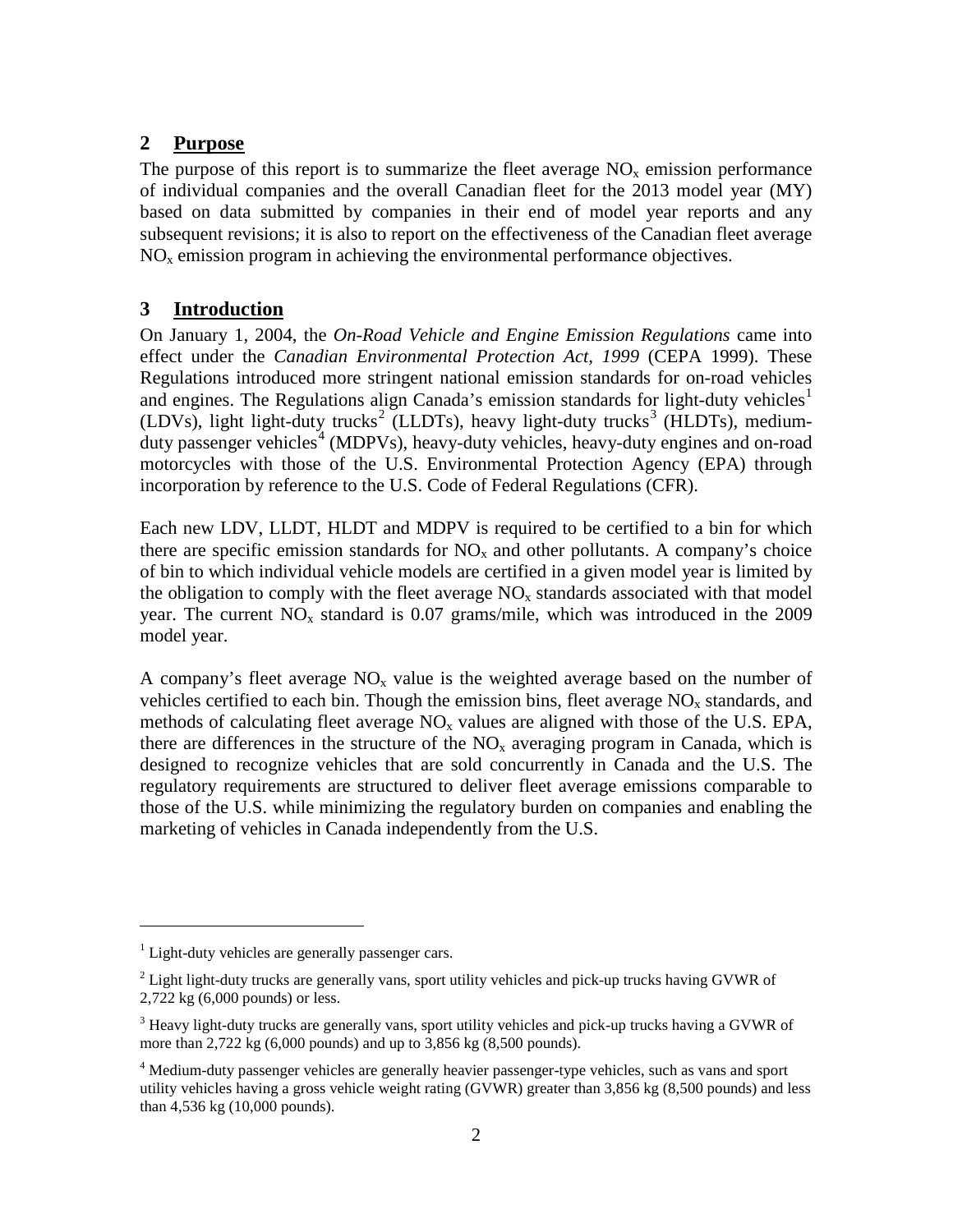## 2 Purpose

The purpose of this report is to summarize the fleet average $NO_x$ emission performance of individual companies and the overall Canadian fleet for the 2013 model year (MY) based on data submitted by companies in their end of model year reports and any subsequent revisions; it is also to report on the effectiveness of the Canadian fleet average $NO_x$ emission program in achieving the environmental performance objectives.

## 3 Introduction

On January 1, 2004, the *On-Road Vehicle and Engine Emission Regulations* came into effect under the *Canadian Environmental Protection Act, 1999* (CEPA 1999). These Regulations introduced more stringent national emission standards for on-road vehicles and engines. The Regulations align Canada's emission standards for light-duty vehicles[1] (LDVs), light light-duty trucks[2] (LLDTs), heavy light-duty trucks[3] (HLDTs), medium-duty passenger vehicles[4] (MDPVs), heavy-duty vehicles, heavy-duty engines and on-road motorcycles with those of the U.S. Environmental Protection Agency (EPA) through incorporation by reference to the U.S. Code of Federal Regulations (CFR).

Each new LDV, LLDT, HLDT and MDPV is required to be certified to a bin for which there are specific emission standards for $NO_x$ and other pollutants. A company's choice of bin to which individual vehicle models are certified in a given model year is limited by the obligation to comply with the fleet average $NO_x$ standards associated with that model year. The current $NO_x$ standard is 0.07 grams/mile, which was introduced in the 2009 model year.

A company's fleet average $NO_x$ value is the weighted average based on the number of vehicles certified to each bin. Though the emission bins, fleet average $NO_x$ standards, and methods of calculating fleet average $NO_x$ values are aligned with those of the U.S. EPA, there are differences in the structure of the $NO_x$ averaging program in Canada, which is designed to recognize vehicles that are sold concurrently in Canada and the U.S. The regulatory requirements are structured to deliver fleet average emissions comparable to those of the U.S. while minimizing the regulatory burden on companies and enabling the marketing of vehicles in Canada independently from the U.S.

---

[1] Light-duty vehicles are generally passenger cars.

[2] Light light-duty trucks are generally vans, sport utility vehicles and pick-up trucks having GVWR of 2,722 kg (6,000 pounds) or less.

[3] Heavy light-duty trucks are generally vans, sport utility vehicles and pick-up trucks having a GVWR of more than 2,722 kg (6,000 pounds) and up to 3,856 kg (8,500 pounds).

[4] Medium-duty passenger vehicles are generally heavier passenger-type vehicles, such as vans and sport utility vehicles having a gross vehicle weight rating (GVWR) greater than 3,856 kg (8,500 pounds) and less than 4,536 kg (10,000 pounds).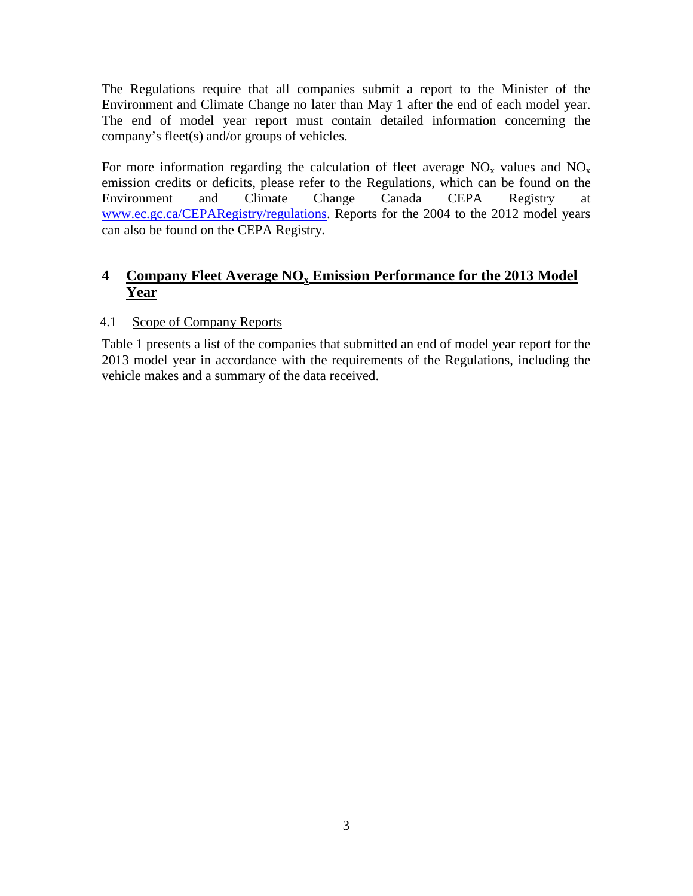The Regulations require that all companies submit a report to the Minister of the Environment and Climate Change no later than May 1 after the end of each model year. The end of model year report must contain detailed information concerning the company's fleet(s) and/or groups of vehicles.

For more information regarding the calculation of fleet average $NO_x$ values and $NO_x$ emission credits or deficits, please refer to the Regulations, which can be found on the Environment and Climate Change Canada CEPA Registry at [www.ec.gc.ca/CEPARegistry/regulations](www.ec.gc.ca/CEPARegistry/regulations). Reports for the 2004 to the 2012 model years can also be found on the CEPA Registry.

# 4 Company Fleet Average $NO_x$ Emission Performance for the 2013 Model Year

## 4.1 Scope of Company Reports

Table 1 presents a list of the companies that submitted an end of model year report for the 2013 model year in accordance with the requirements of the Regulations, including the vehicle makes and a summary of the data received.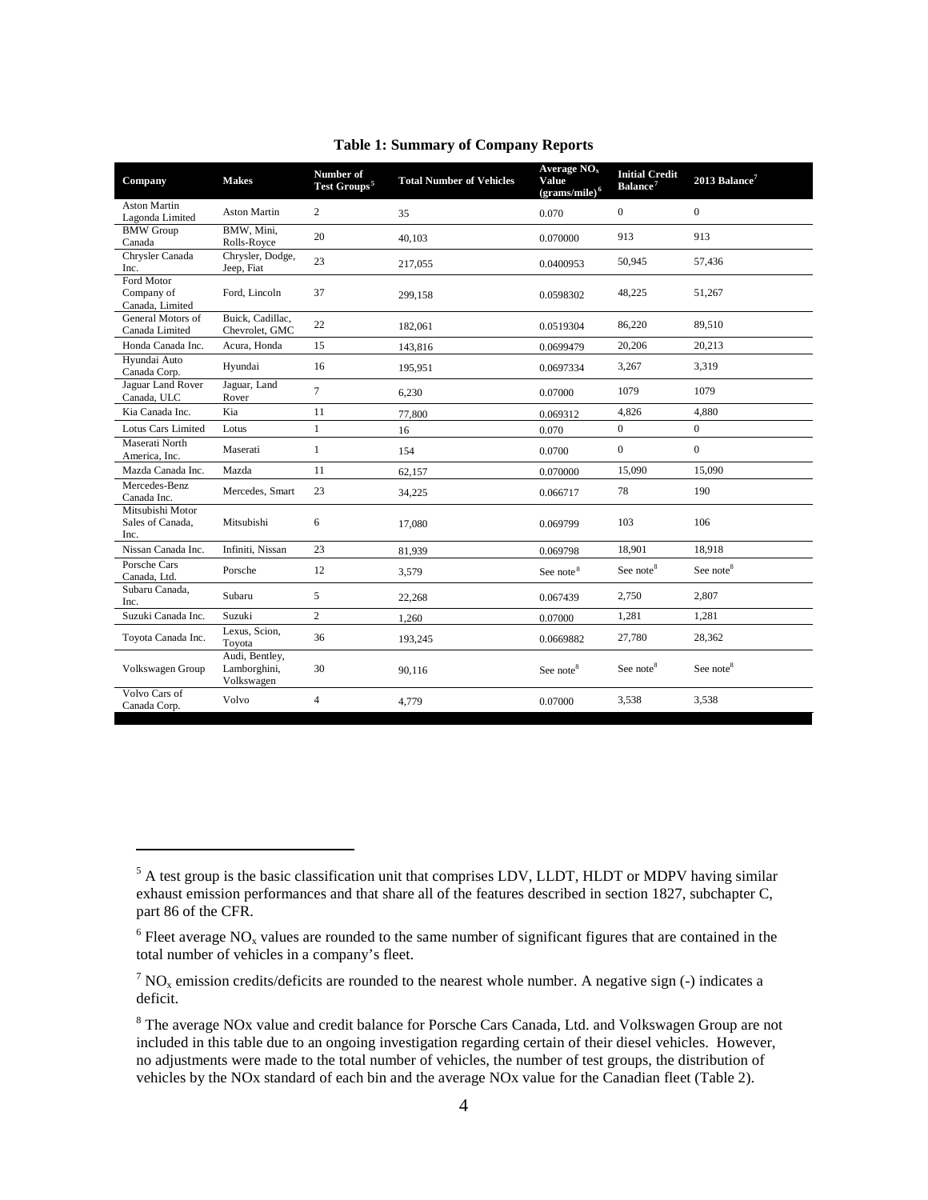**Table 1: Summary of Company Reports**

| Company | Makes | Number of Test Groups[5] | Total Number of Vehicles | Average $NO_x$ Value (grams/mile)[6] | Initial Credit Balance[7] | 2013 Balance[7] |
|---|---|---|---|---|---|---|
| Aston Martin Lagonda Limited | Aston Martin | 2 | 35 | 0.070 | 0 | 0 |
| BMW Group Canada | BMW, Mini, Rolls-Royce | 20 | 40,103 | 0.070000 | 913 | 913 |
| Chrysler Canada Inc. | Chrysler, Dodge, Jeep, Fiat | 23 | 217,055 | 0.0400953 | 50,945 | 57,436 |
| Ford Motor Company of Canada, Limited | Ford, Lincoln | 37 | 299,158 | 0.0598302 | 48,225 | 51,267 |
| General Motors of Canada Limited | Buick, Cadillac, Chevrolet, GMC | 22 | 182,061 | 0.0519304 | 86,220 | 89,510 |
| Honda Canada Inc. | Acura, Honda | 15 | 143,816 | 0.0699479 | 20,206 | 20,213 |
| Hyundai Auto Canada Corp. | Hyundai | 16 | 195,951 | 0.0697334 | 3,267 | 3,319 |
| Jaguar Land Rover Canada, ULC | Jaguar, Land Rover | 7 | 6,230 | 0.07000 | 1079 | 1079 |
| Kia Canada Inc. | Kia | 11 | 77,800 | 0.069312 | 4,826 | 4,880 |
| Lotus Cars Limited | Lotus | 1 | 16 | 0.070 | 0 | 0 |
| Maserati North America, Inc. | Maserati | 1 | 154 | 0.0700 | 0 | 0 |
| Mazda Canada Inc. | Mazda | 11 | 62,157 | 0.070000 | 15,090 | 15,090 |
| Mercedes-Benz Canada Inc. | Mercedes, Smart | 23 | 34,225 | 0.066717 | 78 | 190 |
| Mitsubishi Motor Sales of Canada, Inc. | Mitsubishi | 6 | 17,080 | 0.069799 | 103 | 106 |
| Nissan Canada Inc. | Infiniti, Nissan | 23 | 81,939 | 0.069798 | 18,901 | 18,918 |
| Porsche Cars Canada, Ltd. | Porsche | 12 | 3,579 | See note[8] | See note[8] | See note[8] |
| Subaru Canada, Inc. | Subaru | 5 | 22,268 | 0.067439 | 2,750 | 2,807 |
| Suzuki Canada Inc. | Suzuki | 2 | 1,260 | 0.07000 | 1,281 | 1,281 |
| Toyota Canada Inc. | Lexus, Scion, Toyota | 36 | 193,245 | 0.0669882 | 27,780 | 28,362 |
| Volkswagen Group | Audi, Bentley, Lamborghini, Volkswagen | 30 | 90,116 | See note[8] | See note[8] | See note[8] |
| Volvo Cars of Canada Corp. | Volvo | 4 | 4,779 | 0.07000 | 3,538 | 3,538 |

[5] A test group is the basic classification unit that comprises LDV, LLDT, HLDT or MDPV having similar exhaust emission performances and that share all of the features described in section 1827, subchapter C, part 86 of the CFR.

[6] Fleet average $NO_x$ values are rounded to the same number of significant figures that are contained in the total number of vehicles in a company's fleet.

[7] $NO_x$ emission credits/deficits are rounded to the nearest whole number. A negative sign (-) indicates a deficit.

[8] The average NOx value and credit balance for Porsche Cars Canada, Ltd. and Volkswagen Group are not included in this table due to an ongoing investigation regarding certain of their diesel vehicles. However, no adjustments were made to the total number of vehicles, the number of test groups, the distribution of vehicles by the NOx standard of each bin and the average NOx value for the Canadian fleet (Table 2).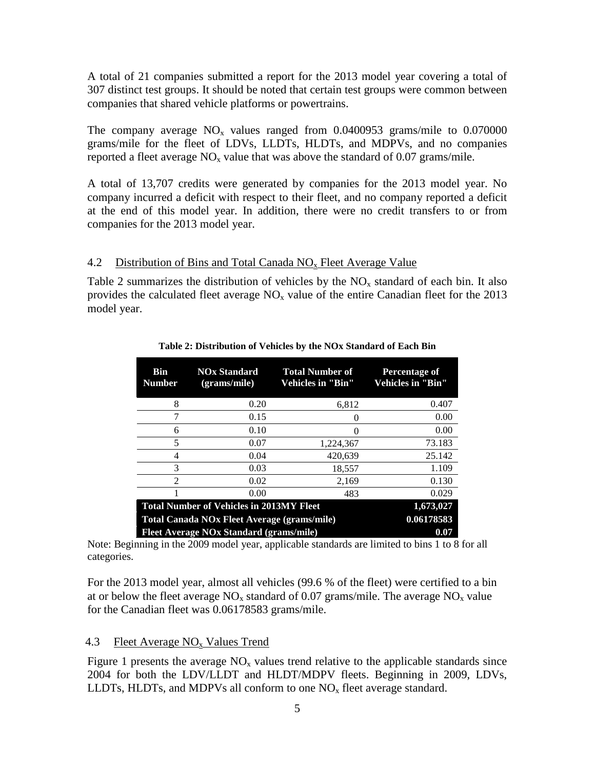A total of 21 companies submitted a report for the 2013 model year covering a total of 307 distinct test groups. It should be noted that certain test groups were common between companies that shared vehicle platforms or powertrains.

The company average $NO_x$ values ranged from 0.0400953 grams/mile to 0.070000 grams/mile for the fleet of LDVs, LLDTs, HLDTs, and MDPVs, and no companies reported a fleet average $NO_x$ value that was above the standard of 0.07 grams/mile.

A total of 13,707 credits were generated by companies for the 2013 model year. No company incurred a deficit with respect to their fleet, and no company reported a deficit at the end of this model year. In addition, there were no credit transfers to or from companies for the 2013 model year.

### 4.2 Distribution of Bins and Total Canada $NO_x$ Fleet Average Value

Table 2 summarizes the distribution of vehicles by the $NO_x$ standard of each bin. It also provides the calculated fleet average $NO_x$ value of the entire Canadian fleet for the 2013 model year.

**Table 2: Distribution of Vehicles by the NOx Standard of Each Bin**

| Bin Number | NOx Standard (grams/mile) | Total Number of Vehicles in "Bin" | Percentage of Vehicles in "Bin" |
|---|---|---|---|
| 8 | 0.20 | 6,812 | 0.407 |
| 7 | 0.15 | 0 | 0.00 |
| 6 | 0.10 | 0 | 0.00 |
| 5 | 0.07 | 1,224,367 | 73.183 |
| 4 | 0.04 | 420,639 | 25.142 |
| 3 | 0.03 | 18,557 | 1.109 |
| 2 | 0.02 | 2,169 | 0.130 |
| 1 | 0.00 | 483 | 0.029 |
| **Total Number of Vehicles in 2013MY Fleet** | | | **1,673,027** |
| **Total Canada NOx Fleet Average (grams/mile)** | | | **0.06178583** |
| **Fleet Average NOx Standard (grams/mile)** | | | **0.07** |

Note: Beginning in the 2009 model year, applicable standards are limited to bins 1 to 8 for all categories.

For the 2013 model year, almost all vehicles (99.6 % of the fleet) were certified to a bin at or below the fleet average $NO_x$ standard of 0.07 grams/mile. The average $NO_x$ value for the Canadian fleet was 0.06178583 grams/mile.

### 4.3 Fleet Average $NO_x$ Values Trend

Figure 1 presents the average $NO_x$ values trend relative to the applicable standards since 2004 for both the LDV/LLDT and HLDT/MDPV fleets. Beginning in 2009, LDVs, LLDTs, HLDTs, and MDPVs all conform to one $NO_x$ fleet average standard.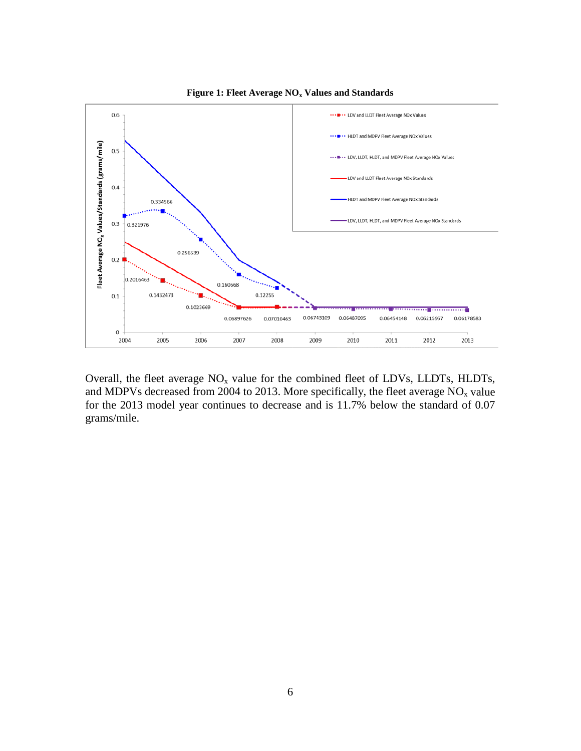**Figure 1: Fleet Average $NO_x$ Values and Standards**

Overall, the fleet average $NO_x$ value for the combined fleet of LDVs, LLDTs, HLDTs, and MDPVs decreased from 2004 to 2013. More specifically, the fleet average $NO_x$ value for the 2013 model year continues to decrease and is 11.7% below the standard of 0.07 grams/mile.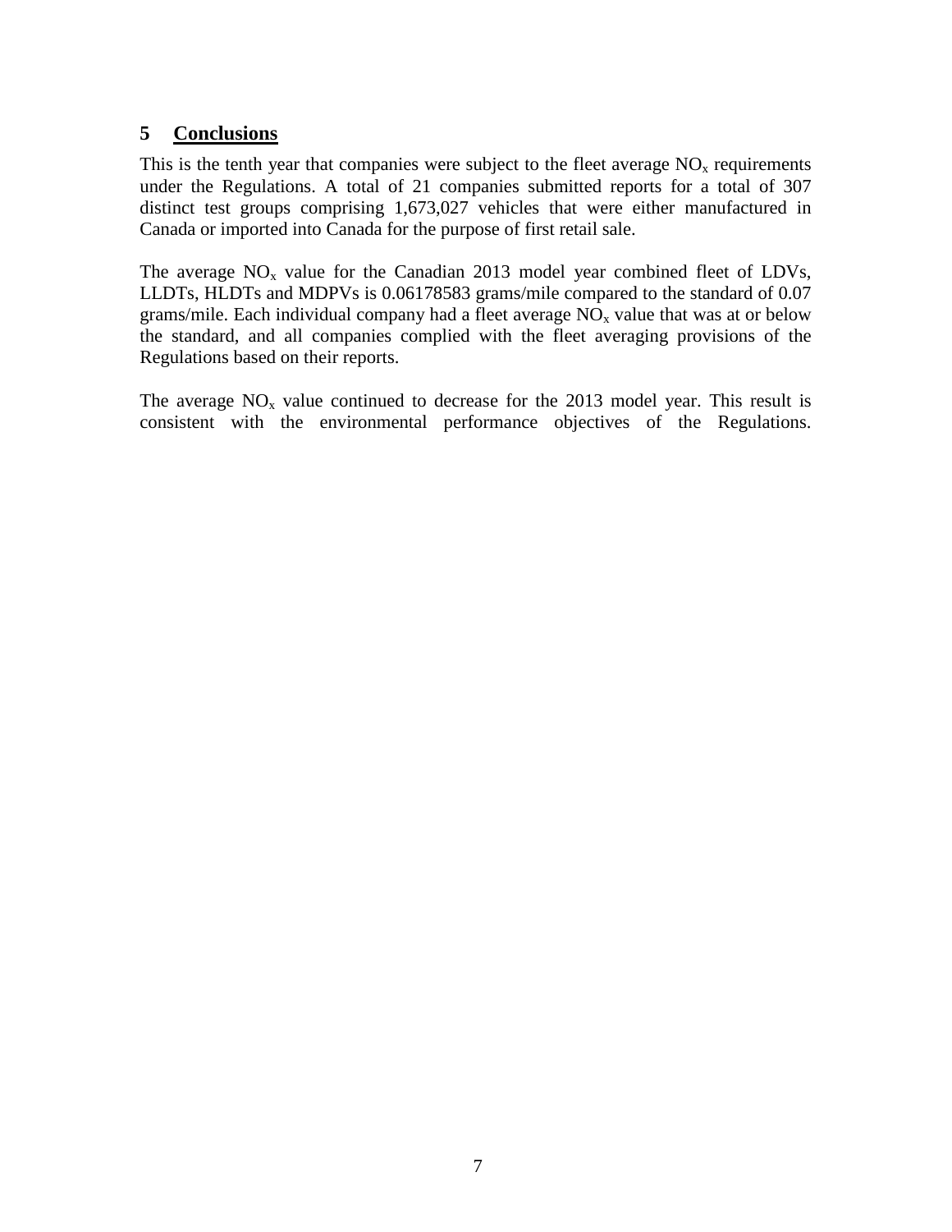## 5 Conclusions

This is the tenth year that companies were subject to the fleet average $NO_x$ requirements under the Regulations. A total of 21 companies submitted reports for a total of 307 distinct test groups comprising 1,673,027 vehicles that were either manufactured in Canada or imported into Canada for the purpose of first retail sale.

The average $NO_x$ value for the Canadian 2013 model year combined fleet of LDVs, LLDTs, HLDTs and MDPVs is 0.06178583 grams/mile compared to the standard of 0.07 grams/mile. Each individual company had a fleet average $NO_x$ value that was at or below the standard, and all companies complied with the fleet averaging provisions of the Regulations based on their reports.

The average $NO_x$ value continued to decrease for the 2013 model year. This result is consistent with the environmental performance objectives of the Regulations.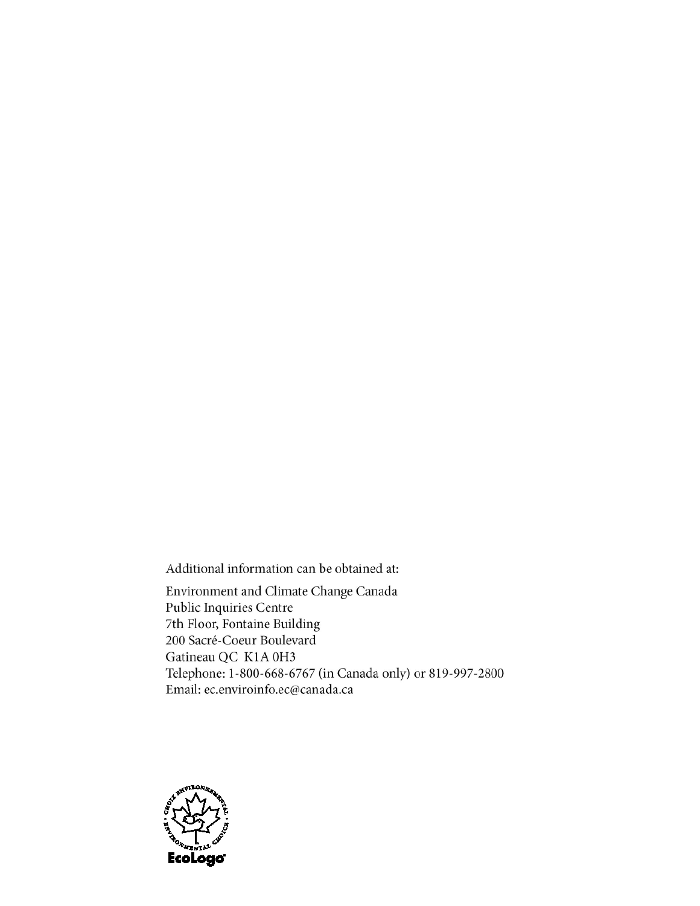Additional information can be obtained at:

Environment and Climate Change Canada
Public Inquiries Centre
7th Floor, Fontaine Building
200 Sacré-Coeur Boulevard
Gatineau QC  K1A 0H3
Telephone: 1-800-668-6767 (in Canada only) or 819-997-2800
Email: ec.enviroinfo.ec@canada.ca